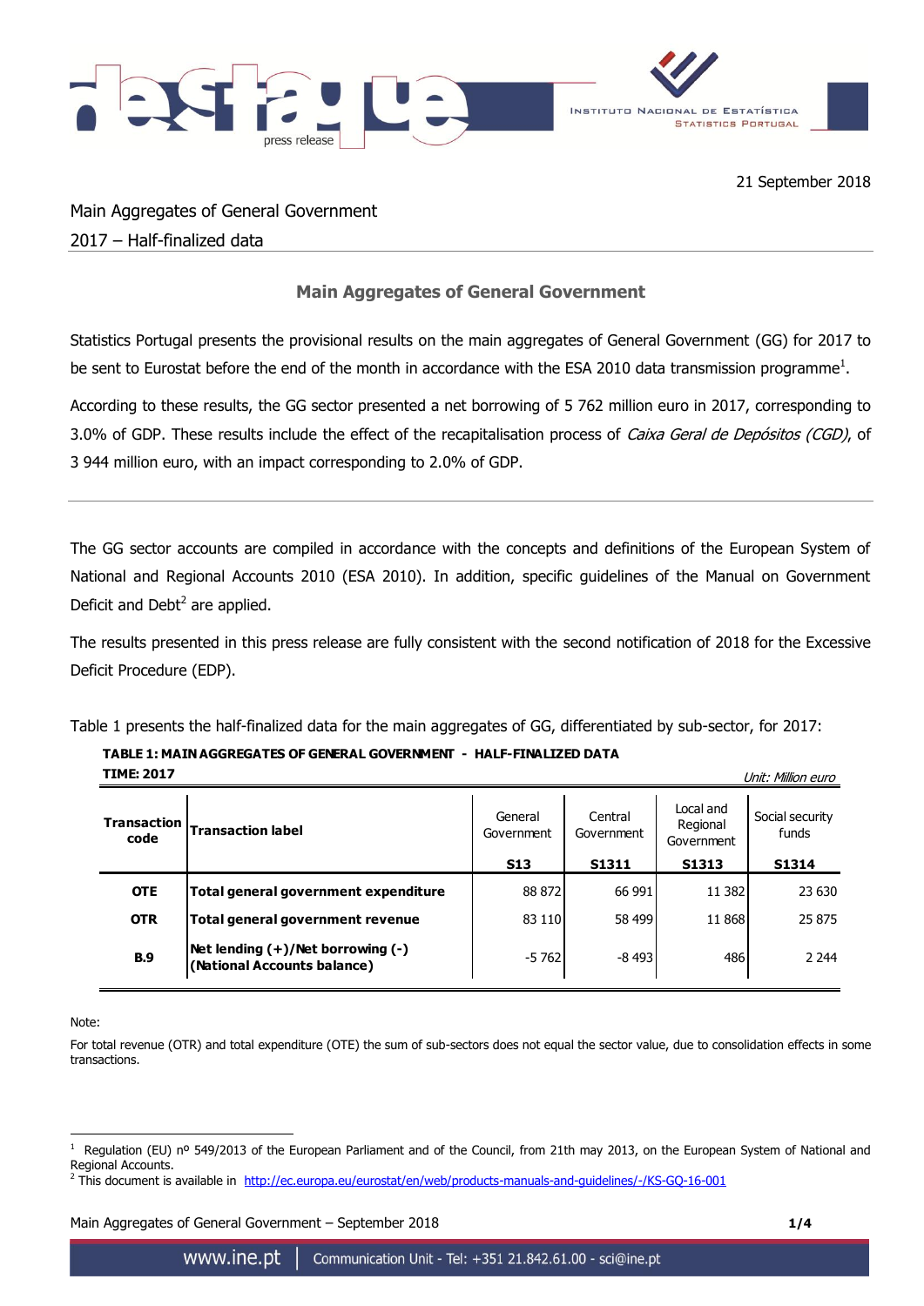21 September 2018

Main Aggregates of General Government
2017 – Half-finalized data

## Main Aggregates of General Government

Statistics Portugal presents the provisional results on the main aggregates of General Government (GG) for 2017 to be sent to Eurostat before the end of the month in accordance with the ESA 2010 data transmission programme[1].

According to these results, the GG sector presented a net borrowing of 5 762 million euro in 2017, corresponding to 3.0% of GDP. These results include the effect of the recapitalisation process of *Caixa Geral de Depósitos (CGD)*, of 3 944 million euro, with an impact corresponding to 2.0% of GDP.

---

The GG sector accounts are compiled in accordance with the concepts and definitions of the European System of National and Regional Accounts 2010 (ESA 2010). In addition, specific guidelines of the Manual on Government Deficit and Debt[2] are applied.

The results presented in this press release are fully consistent with the second notification of 2018 for the Excessive Deficit Procedure (EDP).

Table 1 presents the half-finalized data for the main aggregates of GG, differentiated by sub-sector, for 2017:

**TABLE 1: MAIN AGGREGATES OF GENERAL GOVERNMENT - HALF-FINALIZED DATA**
**TIME: 2017**

*Unit: Million euro*

| Transaction code | Transaction label | General Government S13 | Central Government S1311 | Local and Regional Government S1313 | Social security funds S1314 |
|---|---|---|---|---|---|
| **OTE** | **Total general government expenditure** | 88 872 | 66 991 | 11 382 | 23 630 |
| **OTR** | **Total general government revenue** | 83 110 | 58 499 | 11 868 | 25 875 |
| **B.9** | **Net lending (+)/Net borrowing (-) (National Accounts balance)** | -5 762 | -8 493 | 486 | 2 244 |

Note:

For total revenue (OTR) and total expenditure (OTE) the sum of sub-sectors does not equal the sector value, due to consolidation effects in some transactions.

---

[1] Regulation (EU) nº 549/2013 of the European Parliament and of the Council, from 21th may 2013, on the European System of National and Regional Accounts.

[2] This document is available in http://ec.europa.eu/eurostat/en/web/products-manuals-and-guidelines/-/KS-GQ-16-001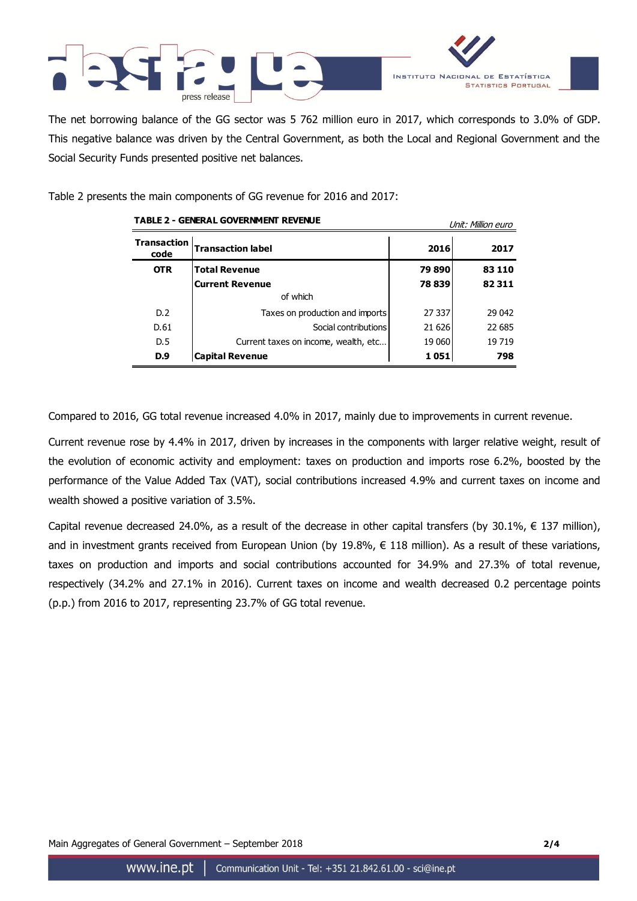The net borrowing balance of the GG sector was 5 762 million euro in 2017, which corresponds to 3.0% of GDP. This negative balance was driven by the Central Government, as both the Local and Regional Government and the Social Security Funds presented positive net balances.

Table 2 presents the main components of GG revenue for 2016 and 2017:

**TABLE 2 - GENERAL GOVERNMENT REVENUE**

*Unit: Million euro*

| Transaction code | Transaction label | 2016 | 2017 |
|---|---|---|---|
| **OTR** | **Total Revenue** | **79 890** | **83 110** |
| | **Current Revenue** | **78 839** | **82 311** |
| | of which | | |
| D.2 | Taxes on production and imports | 27 337 | 29 042 |
| D.61 | Social contributions | 21 626 | 22 685 |
| D.5 | Current taxes on income, wealth, etc... | 19 060 | 19 719 |
| **D.9** | **Capital Revenue** | **1 051** | **798** |

Compared to 2016, GG total revenue increased 4.0% in 2017, mainly due to improvements in current revenue.

Current revenue rose by 4.4% in 2017, driven by increases in the components with larger relative weight, result of the evolution of economic activity and employment: taxes on production and imports rose 6.2%, boosted by the performance of the Value Added Tax (VAT), social contributions increased 4.9% and current taxes on income and wealth showed a positive variation of 3.5%.

Capital revenue decreased 24.0%, as a result of the decrease in other capital transfers (by 30.1%, € 137 million), and in investment grants received from European Union (by 19.8%, € 118 million). As a result of these variations, taxes on production and imports and social contributions accounted for 34.9% and 27.3% of total revenue, respectively (34.2% and 27.1% in 2016). Current taxes on income and wealth decreased 0.2 percentage points (p.p.) from 2016 to 2017, representing 23.7% of GG total revenue.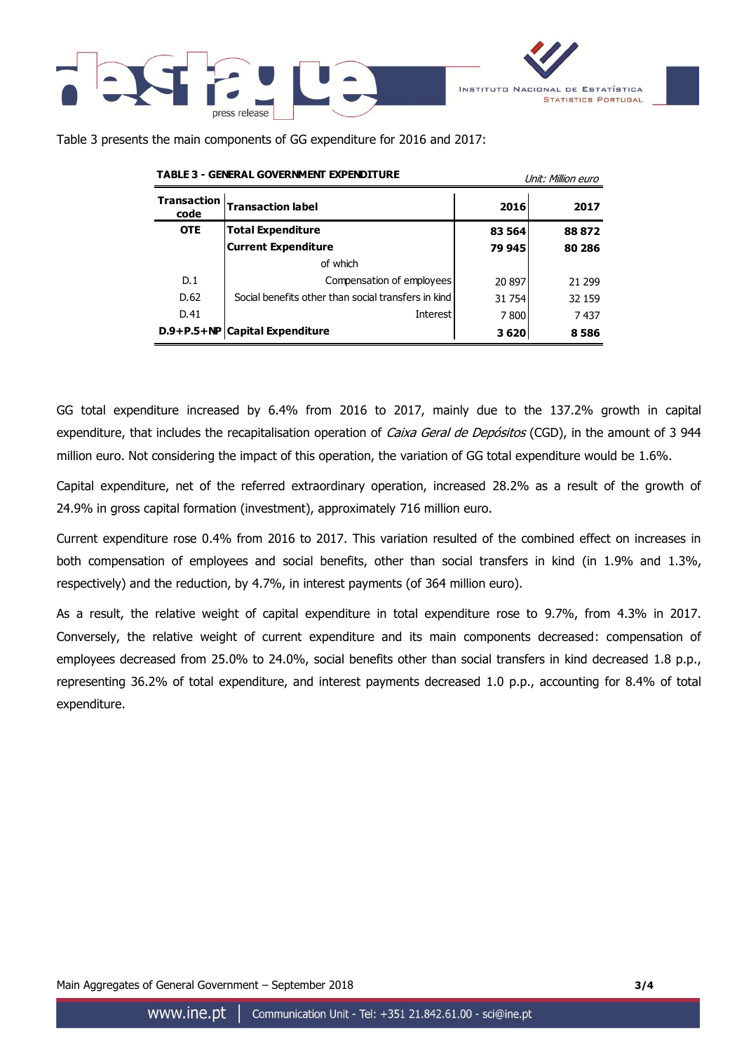Table 3 presents the main components of GG expenditure for 2016 and 2017:

**TABLE 3 - GENERAL GOVERNMENT EXPENDITURE**

*Unit: Million euro*

| Transaction code | Transaction label | 2016 | 2017 |
|---|---|---|---|
| **OTE** | **Total Expenditure** | **83 564** | **88 872** |
| | **Current Expenditure** | **79 945** | **80 286** |
| | of which | | |
| D.1 | Compensation of employees | 20 897 | 21 299 |
| D.62 | Social benefits other than social transfers in kind | 31 754 | 32 159 |
| D.41 | Interest | 7 800 | 7 437 |
| **D.9+P.5+NP** | **Capital Expenditure** | **3 620** | **8 586** |

GG total expenditure increased by 6.4% from 2016 to 2017, mainly due to the 137.2% growth in capital expenditure, that includes the recapitalisation operation of *Caixa Geral de Depósitos* (CGD), in the amount of 3 944 million euro. Not considering the impact of this operation, the variation of GG total expenditure would be 1.6%.

Capital expenditure, net of the referred extraordinary operation, increased 28.2% as a result of the growth of 24.9% in gross capital formation (investment), approximately 716 million euro.

Current expenditure rose 0.4% from 2016 to 2017. This variation resulted of the combined effect on increases in both compensation of employees and social benefits, other than social transfers in kind (in 1.9% and 1.3%, respectively) and the reduction, by 4.7%, in interest payments (of 364 million euro).

As a result, the relative weight of capital expenditure in total expenditure rose to 9.7%, from 4.3% in 2017. Conversely, the relative weight of current expenditure and its main components decreased: compensation of employees decreased from 25.0% to 24.0%, social benefits other than social transfers in kind decreased 1.8 p.p., representing 36.2% of total expenditure, and interest payments decreased 1.0 p.p., accounting for 8.4% of total expenditure.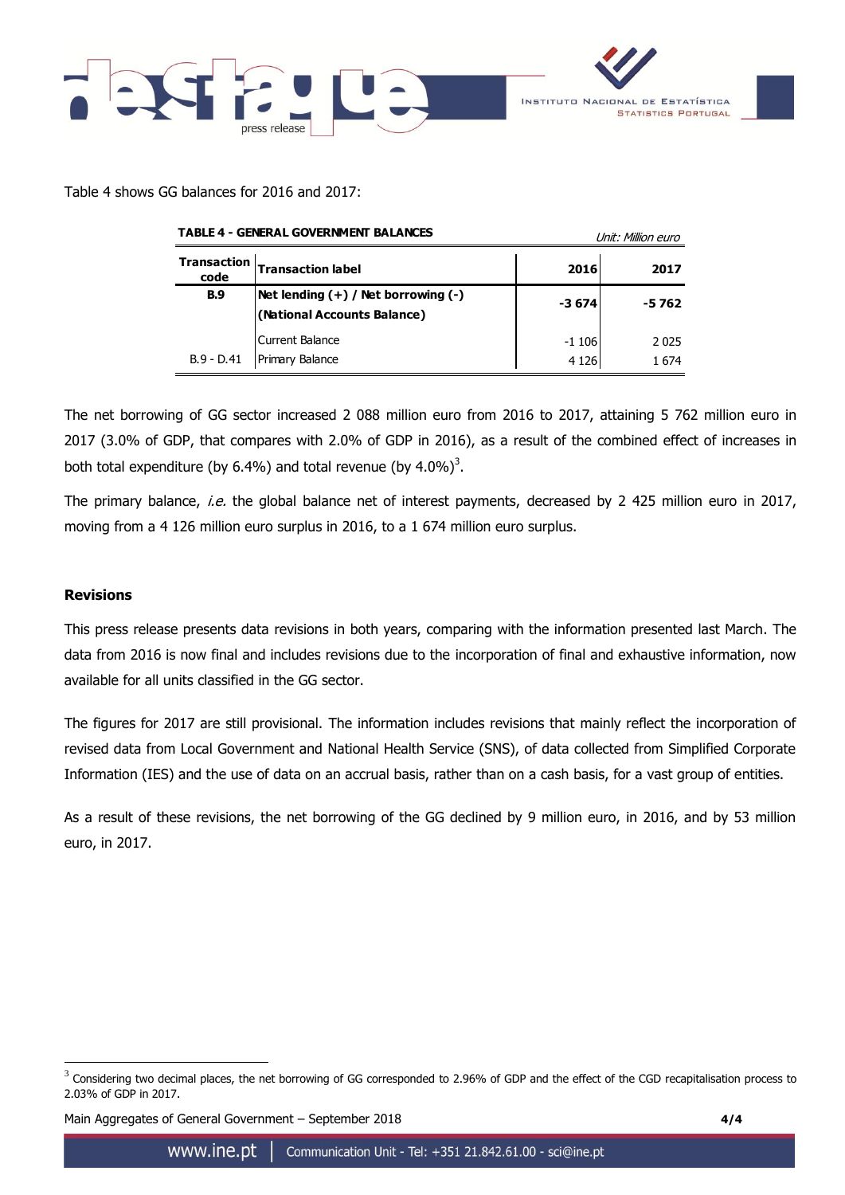Table 4 shows GG balances for 2016 and 2017:

**TABLE 4 - GENERAL GOVERNMENT BALANCES**

*Unit: Million euro*

| Transaction code | Transaction label | 2016 | 2017 |
|---|---|---|---|
| **B.9** | **Net lending (+) / Net borrowing (-) (National Accounts Balance)** | **-3 674** | **-5 762** |
| | Current Balance | -1 106 | 2 025 |
| B.9 - D.41 | Primary Balance | 4 126 | 1 674 |

The net borrowing of GG sector increased 2 088 million euro from 2016 to 2017, attaining 5 762 million euro in 2017 (3.0% of GDP, that compares with 2.0% of GDP in 2016), as a result of the combined effect of increases in both total expenditure (by 6.4%) and total revenue (by 4.0%)[3].

The primary balance, *i.e.* the global balance net of interest payments, decreased by 2 425 million euro in 2017, moving from a 4 126 million euro surplus in 2016, to a 1 674 million euro surplus.

### Revisions

This press release presents data revisions in both years, comparing with the information presented last March. The data from 2016 is now final and includes revisions due to the incorporation of final and exhaustive information, now available for all units classified in the GG sector.

The figures for 2017 are still provisional. The information includes revisions that mainly reflect the incorporation of revised data from Local Government and National Health Service (SNS), of data collected from Simplified Corporate Information (IES) and the use of data on an accrual basis, rather than on a cash basis, for a vast group of entities.

As a result of these revisions, the net borrowing of the GG declined by 9 million euro, in 2016, and by 53 million euro, in 2017.

[3] Considering two decimal places, the net borrowing of GG corresponded to 2.96% of GDP and the effect of the CGD recapitalisation process to 2.03% of GDP in 2017.